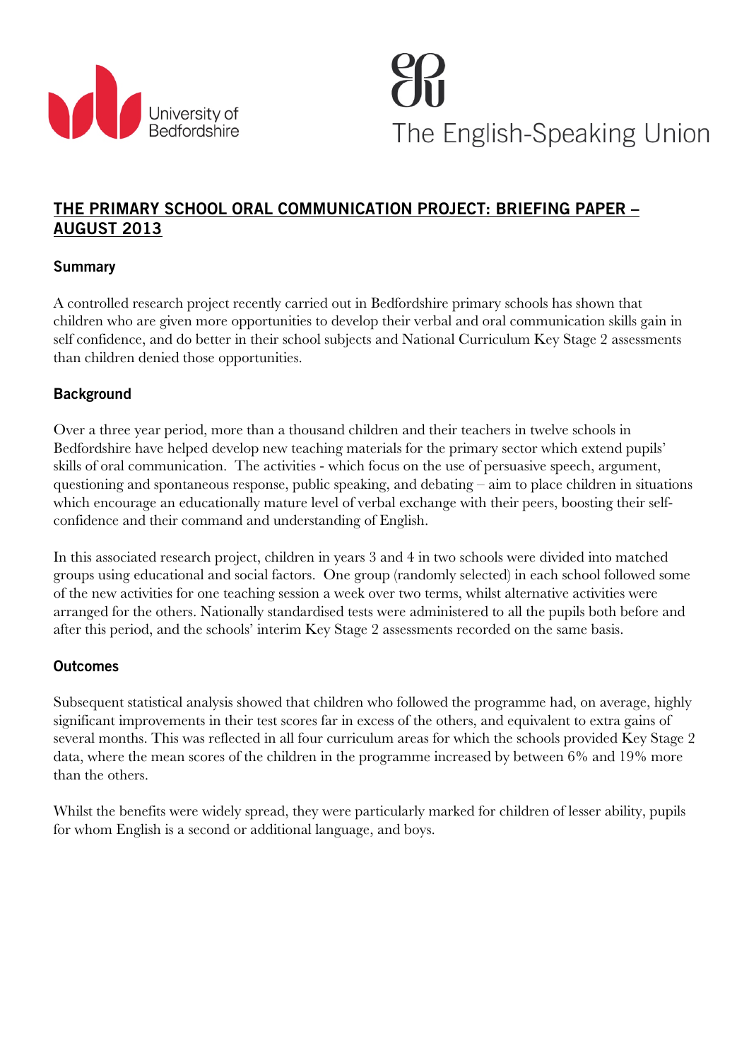University of Bedfordshire

The English-Speaking Union

# THE PRIMARY SCHOOL ORAL COMMUNICATION PROJECT: BRIEFING PAPER – AUGUST 2013

## Summary

A controlled research project recently carried out in Bedfordshire primary schools has shown that children who are given more opportunities to develop their verbal and oral communication skills gain in self confidence, and do better in their school subjects and National Curriculum Key Stage 2 assessments than children denied those opportunities.

## Background

Over a three year period, more than a thousand children and their teachers in twelve schools in Bedfordshire have helped develop new teaching materials for the primary sector which extend pupils' skills of oral communication. The activities - which focus on the use of persuasive speech, argument, questioning and spontaneous response, public speaking, and debating – aim to place children in situations which encourage an educationally mature level of verbal exchange with their peers, boosting their self-confidence and their command and understanding of English.

In this associated research project, children in years 3 and 4 in two schools were divided into matched groups using educational and social factors. One group (randomly selected) in each school followed some of the new activities for one teaching session a week over two terms, whilst alternative activities were arranged for the others. Nationally standardised tests were administered to all the pupils both before and after this period, and the schools' interim Key Stage 2 assessments recorded on the same basis.

## Outcomes

Subsequent statistical analysis showed that children who followed the programme had, on average, highly significant improvements in their test scores far in excess of the others, and equivalent to extra gains of several months. This was reflected in all four curriculum areas for which the schools provided Key Stage 2 data, where the mean scores of the children in the programme increased by between 6% and 19% more than the others.

Whilst the benefits were widely spread, they were particularly marked for children of lesser ability, pupils for whom English is a second or additional language, and boys.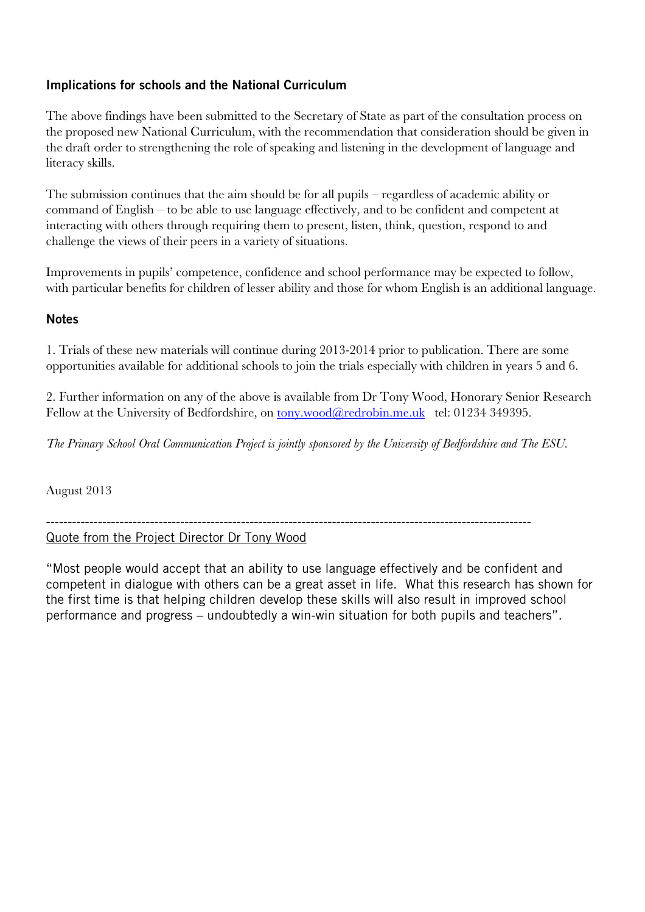## Implications for schools and the National Curriculum

The above findings have been submitted to the Secretary of State as part of the consultation process on the proposed new National Curriculum, with the recommendation that consideration should be given in the draft order to strengthening the role of speaking and listening in the development of language and literacy skills.

The submission continues that the aim should be for all pupils – regardless of academic ability or command of English – to be able to use language effectively, and to be confident and competent at interacting with others through requiring them to present, listen, think, question, respond to and challenge the views of their peers in a variety of situations.

Improvements in pupils' competence, confidence and school performance may be expected to follow, with particular benefits for children of lesser ability and those for whom English is an additional language.

## Notes

1. Trials of these new materials will continue during 2013-2014 prior to publication. There are some opportunities available for additional schools to join the trials especially with children in years 5 and 6.

2. Further information on any of the above is available from Dr Tony Wood, Honorary Senior Research Fellow at the University of Bedfordshire, on tony.wood@redrobin.me.uk tel: 01234 349395.

*The Primary School Oral Communication Project is jointly sponsored by the University of Bedfordshire and The ESU.*

August 2013

---

Quote from the Project Director Dr Tony Wood

"Most people would accept that an ability to use language effectively and be confident and competent in dialogue with others can be a great asset in life. What this research has shown for the first time is that helping children develop these skills will also result in improved school performance and progress – undoubtedly a win-win situation for both pupils and teachers".